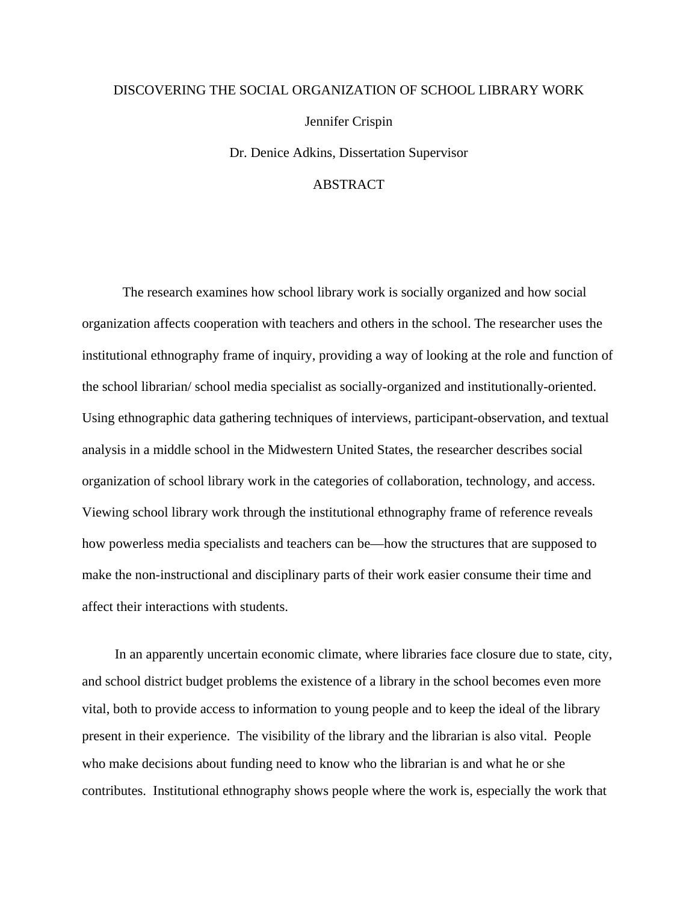# DISCOVERING THE SOCIAL ORGANIZATION OF SCHOOL LIBRARY WORK

Jennifer Crispin

Dr. Denice Adkins, Dissertation Supervisor

## ABSTRACT

The research examines how school library work is socially organized and how social organization affects cooperation with teachers and others in the school. The researcher uses the institutional ethnography frame of inquiry, providing a way of looking at the role and function of the school librarian/ school media specialist as socially-organized and institutionally-oriented. Using ethnographic data gathering techniques of interviews, participant-observation, and textual analysis in a middle school in the Midwestern United States, the researcher describes social organization of school library work in the categories of collaboration, technology, and access. Viewing school library work through the institutional ethnography frame of reference reveals how powerless media specialists and teachers can be—how the structures that are supposed to make the non-instructional and disciplinary parts of their work easier consume their time and affect their interactions with students.

In an apparently uncertain economic climate, where libraries face closure due to state, city, and school district budget problems the existence of a library in the school becomes even more vital, both to provide access to information to young people and to keep the ideal of the library present in their experience. The visibility of the library and the librarian is also vital. People who make decisions about funding need to know who the librarian is and what he or she contributes. Institutional ethnography shows people where the work is, especially the work that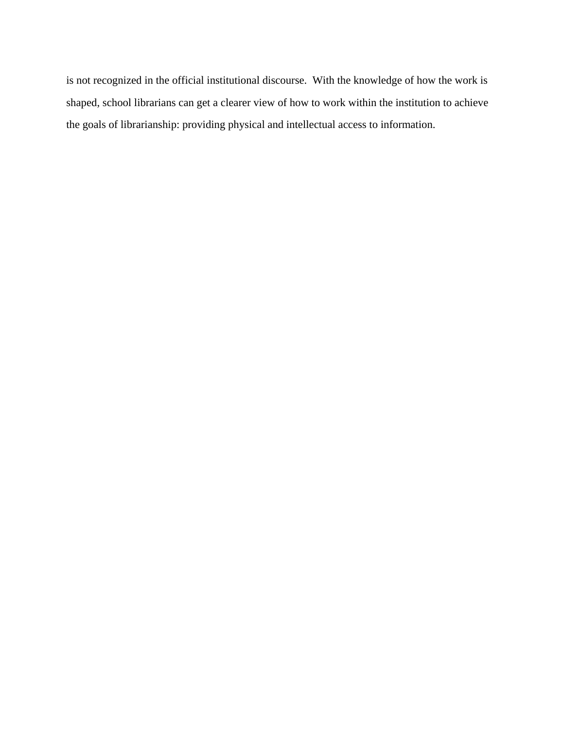is not recognized in the official institutional discourse.  With the knowledge of how the work is shaped, school librarians can get a clearer view of how to work within the institution to achieve the goals of librarianship: providing physical and intellectual access to information.